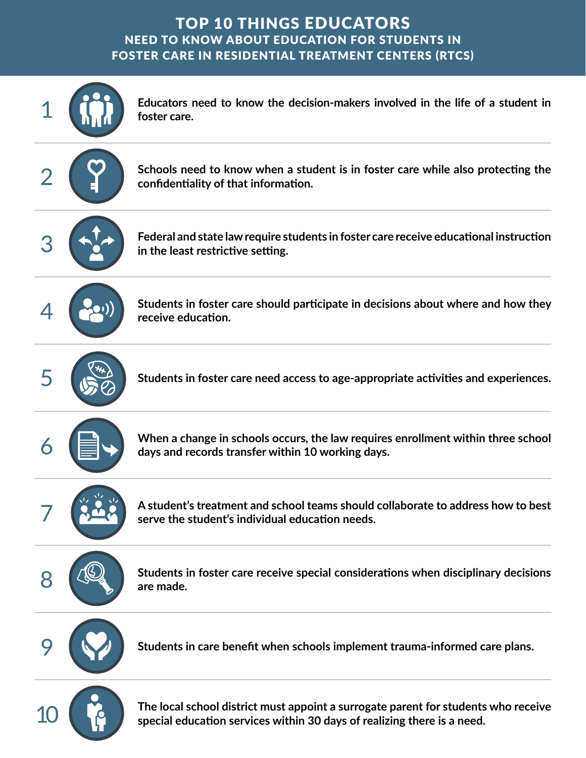# TOP 10 THINGS EDUCATORS

## NEED TO KNOW ABOUT EDUCATION FOR STUDENTS IN FOSTER CARE IN RESIDENTIAL TREATMENT CENTERS (RTCS)

1. **Educators need to know the decision-makers involved in the life of a student in foster care.**

2. **Schools need to know when a student is in foster care while also protecting the confidentiality of that information.**

3. **Federal and state law require students in foster care receive educational instruction in the least restrictive setting.**

4. **Students in foster care should participate in decisions about where and how they receive education.**

5. **Students in foster care need access to age-appropriate activities and experiences.**

6. **When a change in schools occurs, the law requires enrollment within three school days and records transfer within 10 working days.**

7. **A student's treatment and school teams should collaborate to address how to best serve the student's individual education needs.**

8. **Students in foster care receive special considerations when disciplinary decisions are made.**

9. **Students in care benefit when schools implement trauma-informed care plans.**

10. **The local school district must appoint a surrogate parent for students who receive special education services within 30 days of realizing there is a need.**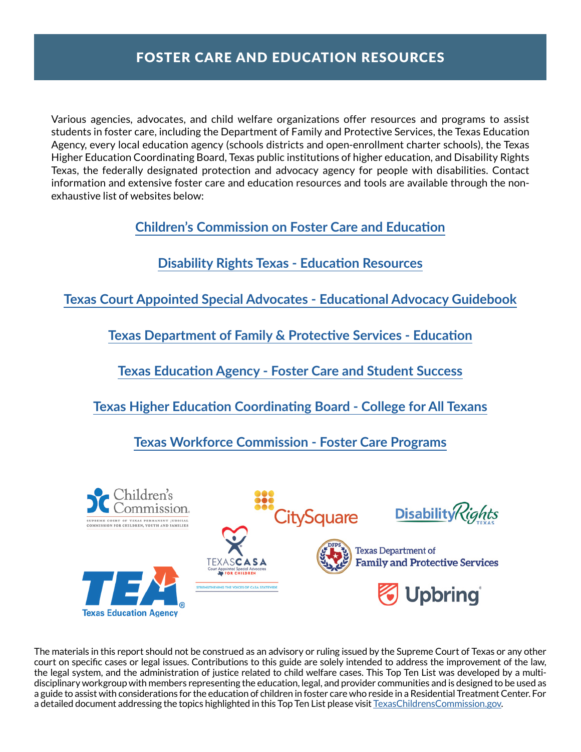# FOSTER CARE AND EDUCATION RESOURCES

Various agencies, advocates, and child welfare organizations offer resources and programs to assist students in foster care, including the Department of Family and Protective Services, the Texas Education Agency, every local education agency (schools districts and open-enrollment charter schools), the Texas Higher Education Coordinating Board, Texas public institutions of higher education, and Disability Rights Texas, the federally designated protection and advocacy agency for people with disabilities. Contact information and extensive foster care and education resources and tools are available through the non-exhaustive list of websites below:

**Children's Commission on Foster Care and Education**

**Disability Rights Texas - Education Resources**

**Texas Court Appointed Special Advocates - Educational Advocacy Guidebook**

**Texas Department of Family & Protective Services - Education**

**Texas Education Agency - Foster Care and Student Success**

**Texas Higher Education Coordinating Board - College for All Texans**

**Texas Workforce Commission - Foster Care Programs**

Children's Commission — Supreme Court of Texas Permanent Judicial Commission for Children, Youth and Families

CitySquare

Disability Rights Texas

Texas CASA — Court Appointed Special Advocates for Children — Strengthening the Voices of CASA Statewide

Texas Department of Family and Protective Services

TEA — Texas Education Agency

Upbring

The materials in this report should not be construed as an advisory or ruling issued by the Supreme Court of Texas or any other court on specific cases or legal issues. Contributions to this guide are solely intended to address the improvement of the law, the legal system, and the administration of justice related to child welfare cases. This Top Ten List was developed by a multi-disciplinary workgroup with members representing the education, legal, and provider communities and is designed to be used as a guide to assist with considerations for the education of children in foster care who reside in a Residential Treatment Center. For a detailed document addressing the topics highlighted in this Top Ten List please visit TexasChildrensCommission.gov.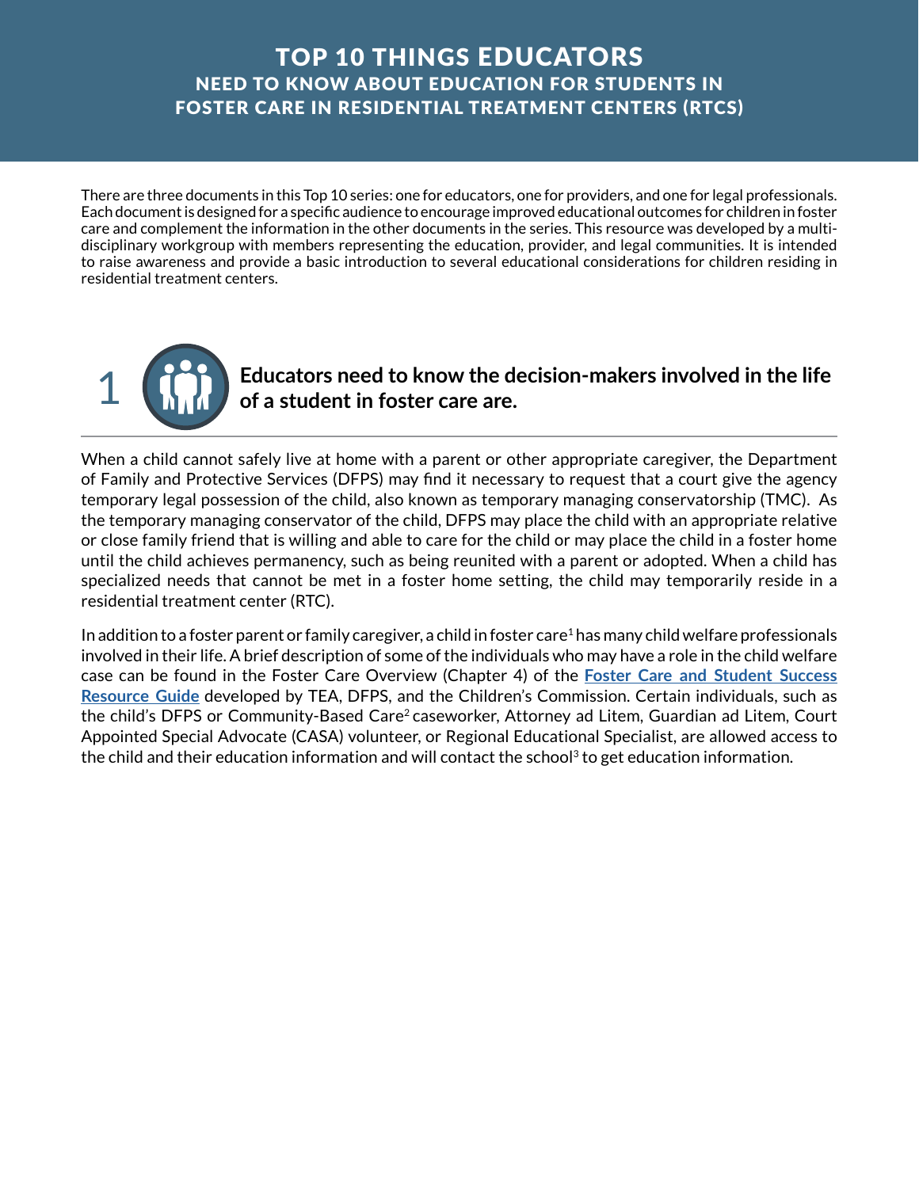# TOP 10 THINGS EDUCATORS
## NEED TO KNOW ABOUT EDUCATION FOR STUDENTS IN FOSTER CARE IN RESIDENTIAL TREATMENT CENTERS (RTCS)

There are three documents in this Top 10 series: one for educators, one for providers, and one for legal professionals. Each document is designed for a specific audience to encourage improved educational outcomes for children in foster care and complement the information in the other documents in the series. This resource was developed by a multi-disciplinary workgroup with members representing the education, provider, and legal communities. It is intended to raise awareness and provide a basic introduction to several educational considerations for children residing in residential treatment centers.

### 1 Educators need to know the decision-makers involved in the life of a student in foster care are.

When a child cannot safely live at home with a parent or other appropriate caregiver, the Department of Family and Protective Services (DFPS) may find it necessary to request that a court give the agency temporary legal possession of the child, also known as temporary managing conservatorship (TMC). As the temporary managing conservator of the child, DFPS may place the child with an appropriate relative or close family friend that is willing and able to care for the child or may place the child in a foster home until the child achieves permanency, such as being reunited with a parent or adopted. When a child has specialized needs that cannot be met in a foster home setting, the child may temporarily reside in a residential treatment center (RTC).

In addition to a foster parent or family caregiver, a child in foster care[1] has many child welfare professionals involved in their life. A brief description of some of the individuals who may have a role in the child welfare case can be found in the Foster Care Overview (Chapter 4) of the **Foster Care and Student Success Resource Guide** developed by TEA, DFPS, and the Children's Commission. Certain individuals, such as the child's DFPS or Community-Based Care[2] caseworker, Attorney ad Litem, Guardian ad Litem, Court Appointed Special Advocate (CASA) volunteer, or Regional Educational Specialist, are allowed access to the child and their education information and will contact the school[3] to get education information.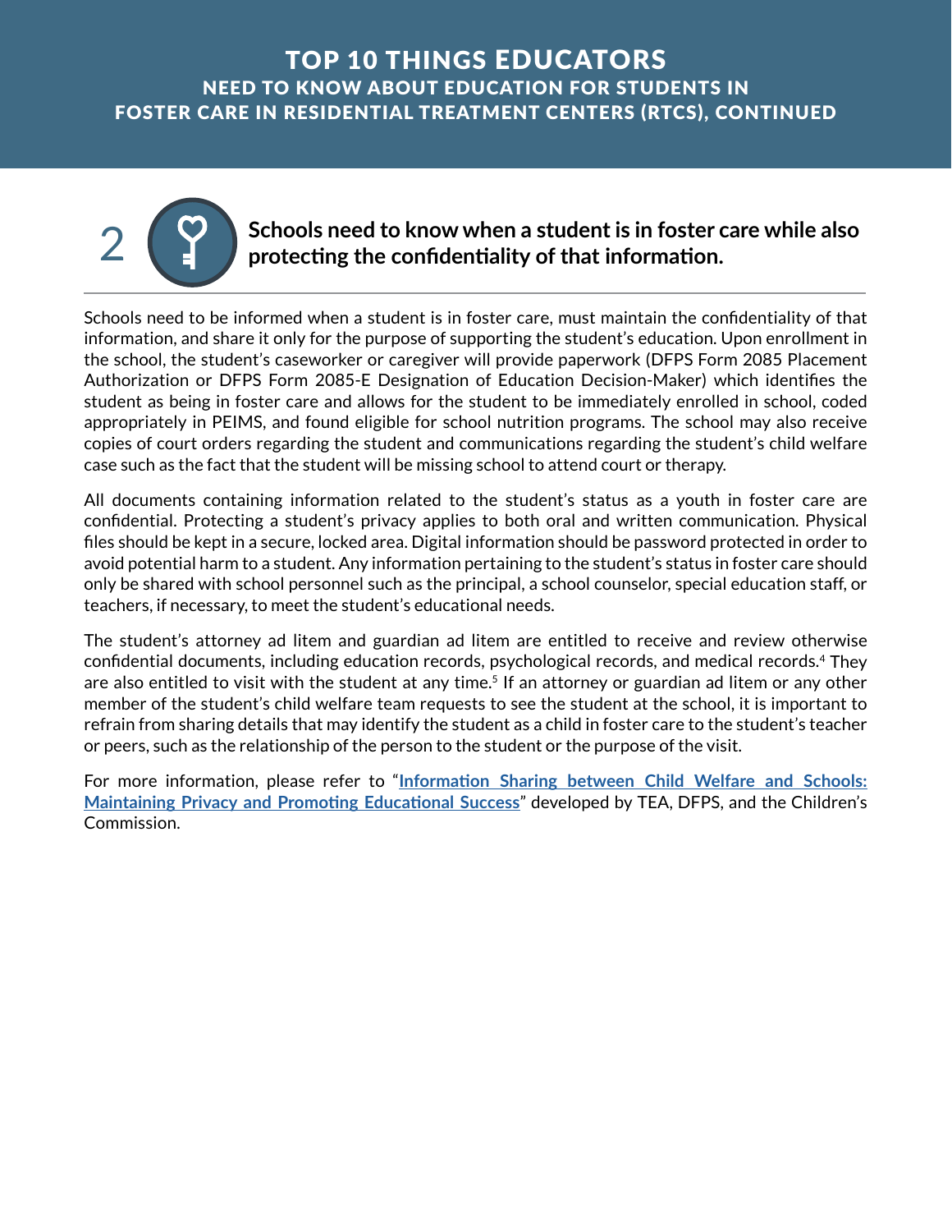# TOP 10 THINGS EDUCATORS NEED TO KNOW ABOUT EDUCATION FOR STUDENTS IN FOSTER CARE IN RESIDENTIAL TREATMENT CENTERS (RTCS), CONTINUED

## 2 Schools need to know when a student is in foster care while also protecting the confidentiality of that information.

Schools need to be informed when a student is in foster care, must maintain the confidentiality of that information, and share it only for the purpose of supporting the student's education. Upon enrollment in the school, the student's caseworker or caregiver will provide paperwork (DFPS Form 2085 Placement Authorization or DFPS Form 2085-E Designation of Education Decision-Maker) which identifies the student as being in foster care and allows for the student to be immediately enrolled in school, coded appropriately in PEIMS, and found eligible for school nutrition programs. The school may also receive copies of court orders regarding the student and communications regarding the student's child welfare case such as the fact that the student will be missing school to attend court or therapy.

All documents containing information related to the student's status as a youth in foster care are confidential. Protecting a student's privacy applies to both oral and written communication. Physical files should be kept in a secure, locked area. Digital information should be password protected in order to avoid potential harm to a student. Any information pertaining to the student's status in foster care should only be shared with school personnel such as the principal, a school counselor, special education staff, or teachers, if necessary, to meet the student's educational needs.

The student's attorney ad litem and guardian ad litem are entitled to receive and review otherwise confidential documents, including education records, psychological records, and medical records.[4] They are also entitled to visit with the student at any time.[5] If an attorney or guardian ad litem or any other member of the student's child welfare team requests to see the student at the school, it is important to refrain from sharing details that may identify the student as a child in foster care to the student's teacher or peers, such as the relationship of the person to the student or the purpose of the visit.

For more information, please refer to "**Information Sharing between Child Welfare and Schools: Maintaining Privacy and Promoting Educational Success**" developed by TEA, DFPS, and the Children's Commission.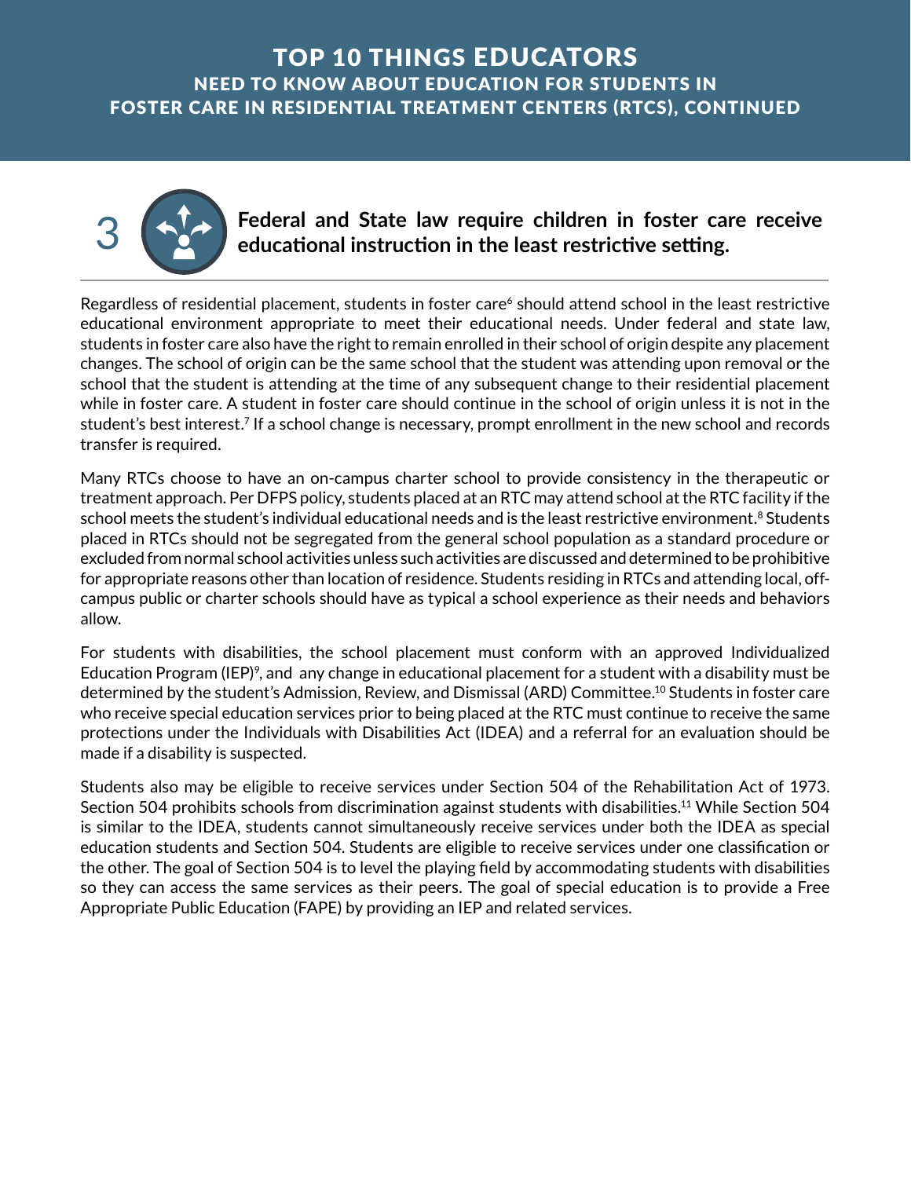# TOP 10 THINGS EDUCATORS

## NEED TO KNOW ABOUT EDUCATION FOR STUDENTS IN FOSTER CARE IN RESIDENTIAL TREATMENT CENTERS (RTCS), CONTINUED

### 3 Federal and State law require children in foster care receive educational instruction in the least restrictive setting.

Regardless of residential placement, students in foster care[6] should attend school in the least restrictive educational environment appropriate to meet their educational needs. Under federal and state law, students in foster care also have the right to remain enrolled in their school of origin despite any placement changes. The school of origin can be the same school that the student was attending upon removal or the school that the student is attending at the time of any subsequent change to their residential placement while in foster care. A student in foster care should continue in the school of origin unless it is not in the student's best interest.[7] If a school change is necessary, prompt enrollment in the new school and records transfer is required.

Many RTCs choose to have an on-campus charter school to provide consistency in the therapeutic or treatment approach. Per DFPS policy, students placed at an RTC may attend school at the RTC facility if the school meets the student's individual educational needs and is the least restrictive environment.[8] Students placed in RTCs should not be segregated from the general school population as a standard procedure or excluded from normal school activities unless such activities are discussed and determined to be prohibitive for appropriate reasons other than location of residence. Students residing in RTCs and attending local, off-campus public or charter schools should have as typical a school experience as their needs and behaviors allow.

For students with disabilities, the school placement must conform with an approved Individualized Education Program (IEP)[9], and any change in educational placement for a student with a disability must be determined by the student's Admission, Review, and Dismissal (ARD) Committee.[10] Students in foster care who receive special education services prior to being placed at the RTC must continue to receive the same protections under the Individuals with Disabilities Act (IDEA) and a referral for an evaluation should be made if a disability is suspected.

Students also may be eligible to receive services under Section 504 of the Rehabilitation Act of 1973. Section 504 prohibits schools from discrimination against students with disabilities.[11] While Section 504 is similar to the IDEA, students cannot simultaneously receive services under both the IDEA as special education students and Section 504. Students are eligible to receive services under one classification or the other. The goal of Section 504 is to level the playing field by accommodating students with disabilities so they can access the same services as their peers. The goal of special education is to provide a Free Appropriate Public Education (FAPE) by providing an IEP and related services.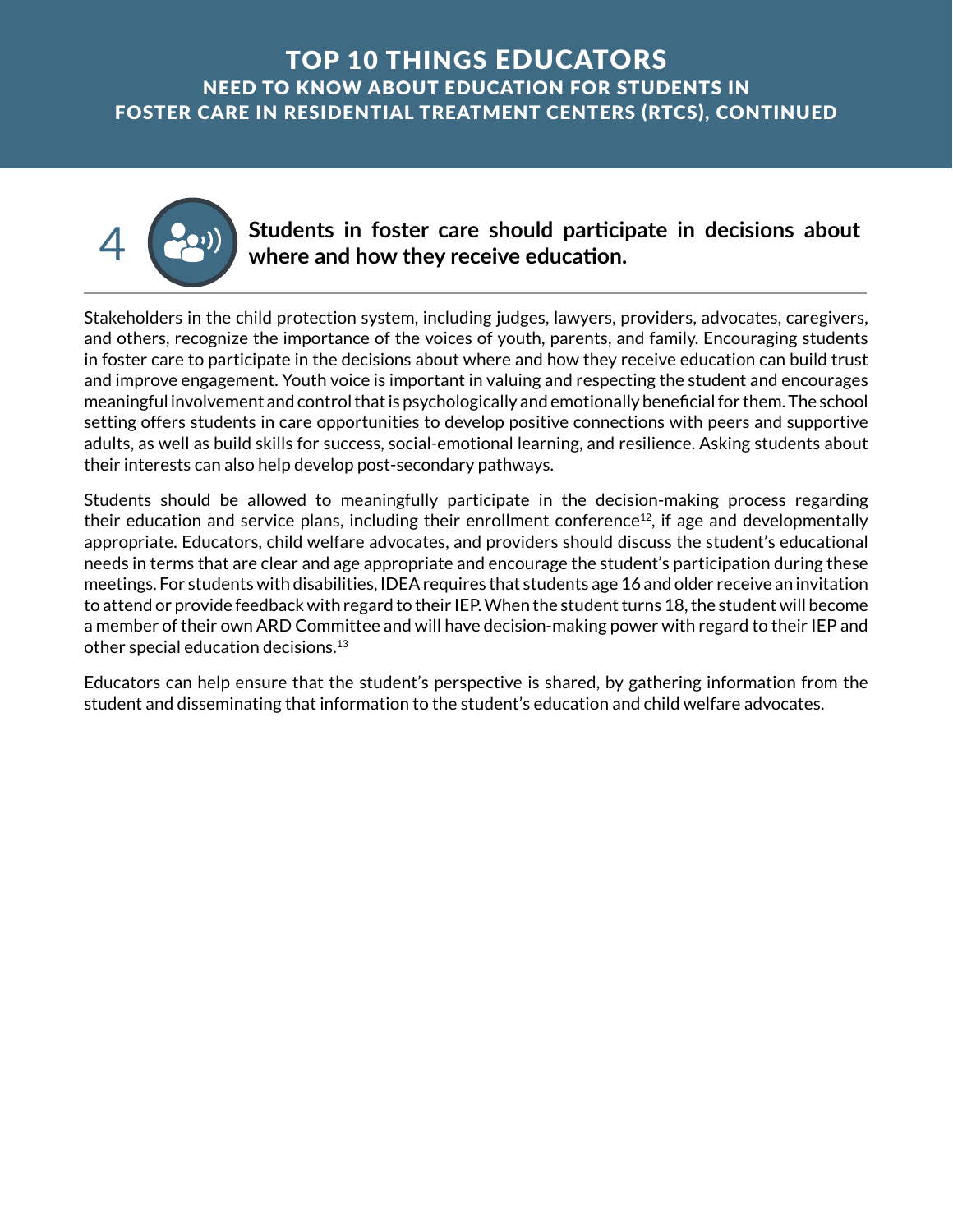# TOP 10 THINGS EDUCATORS NEED TO KNOW ABOUT EDUCATION FOR STUDENTS IN FOSTER CARE IN RESIDENTIAL TREATMENT CENTERS (RTCS), CONTINUED

## 4 Students in foster care should participate in decisions about where and how they receive education.

Stakeholders in the child protection system, including judges, lawyers, providers, advocates, caregivers, and others, recognize the importance of the voices of youth, parents, and family. Encouraging students in foster care to participate in the decisions about where and how they receive education can build trust and improve engagement. Youth voice is important in valuing and respecting the student and encourages meaningful involvement and control that is psychologically and emotionally beneficial for them. The school setting offers students in care opportunities to develop positive connections with peers and supportive adults, as well as build skills for success, social-emotional learning, and resilience. Asking students about their interests can also help develop post-secondary pathways.

Students should be allowed to meaningfully participate in the decision-making process regarding their education and service plans, including their enrollment conference[12], if age and developmentally appropriate. Educators, child welfare advocates, and providers should discuss the student's educational needs in terms that are clear and age appropriate and encourage the student's participation during these meetings. For students with disabilities, IDEA requires that students age 16 and older receive an invitation to attend or provide feedback with regard to their IEP. When the student turns 18, the student will become a member of their own ARD Committee and will have decision-making power with regard to their IEP and other special education decisions.[13]

Educators can help ensure that the student's perspective is shared, by gathering information from the student and disseminating that information to the student's education and child welfare advocates.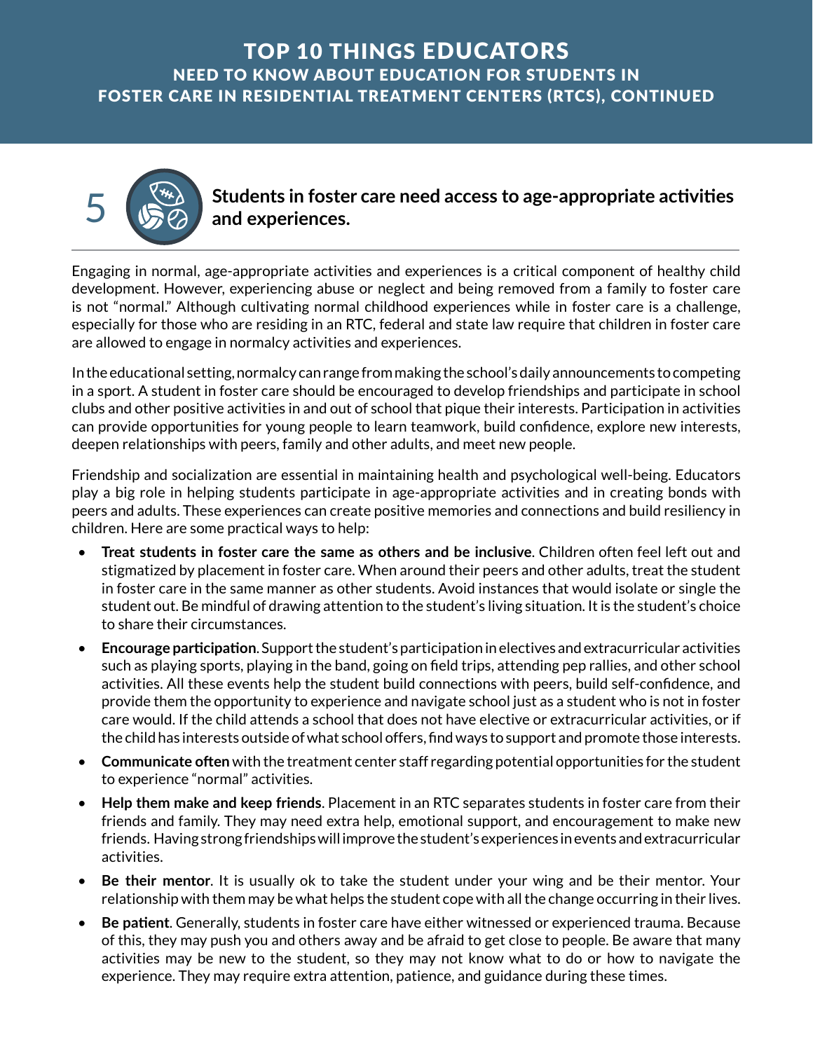# TOP 10 THINGS EDUCATORS NEED TO KNOW ABOUT EDUCATION FOR STUDENTS IN FOSTER CARE IN RESIDENTIAL TREATMENT CENTERS (RTCS), CONTINUED

## 5 Students in foster care need access to age-appropriate activities and experiences.

Engaging in normal, age-appropriate activities and experiences is a critical component of healthy child development. However, experiencing abuse or neglect and being removed from a family to foster care is not "normal." Although cultivating normal childhood experiences while in foster care is a challenge, especially for those who are residing in an RTC, federal and state law require that children in foster care are allowed to engage in normalcy activities and experiences.

In the educational setting, normalcy can range from making the school's daily announcements to competing in a sport. A student in foster care should be encouraged to develop friendships and participate in school clubs and other positive activities in and out of school that pique their interests. Participation in activities can provide opportunities for young people to learn teamwork, build confidence, explore new interests, deepen relationships with peers, family and other adults, and meet new people.

Friendship and socialization are essential in maintaining health and psychological well-being. Educators play a big role in helping students participate in age-appropriate activities and in creating bonds with peers and adults. These experiences can create positive memories and connections and build resiliency in children. Here are some practical ways to help:

- **Treat students in foster care the same as others and be inclusive**. Children often feel left out and stigmatized by placement in foster care. When around their peers and other adults, treat the student in foster care in the same manner as other students. Avoid instances that would isolate or single the student out. Be mindful of drawing attention to the student's living situation. It is the student's choice to share their circumstances.
- **Encourage participation**. Support the student's participation in electives and extracurricular activities such as playing sports, playing in the band, going on field trips, attending pep rallies, and other school activities. All these events help the student build connections with peers, build self-confidence, and provide them the opportunity to experience and navigate school just as a student who is not in foster care would. If the child attends a school that does not have elective or extracurricular activities, or if the child has interests outside of what school offers, find ways to support and promote those interests.
- **Communicate often** with the treatment center staff regarding potential opportunities for the student to experience "normal" activities.
- **Help them make and keep friends**. Placement in an RTC separates students in foster care from their friends and family. They may need extra help, emotional support, and encouragement to make new friends. Having strong friendships will improve the student's experiences in events and extracurricular activities.
- **Be their mentor**. It is usually ok to take the student under your wing and be their mentor. Your relationship with them may be what helps the student cope with all the change occurring in their lives.
- **Be patient**. Generally, students in foster care have either witnessed or experienced trauma. Because of this, they may push you and others away and be afraid to get close to people. Be aware that many activities may be new to the student, so they may not know what to do or how to navigate the experience. They may require extra attention, patience, and guidance during these times.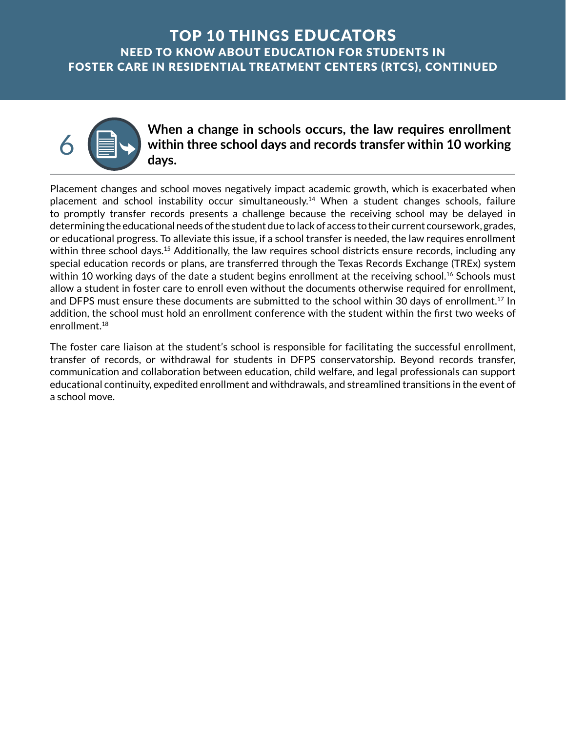# TOP 10 THINGS EDUCATORS
## NEED TO KNOW ABOUT EDUCATION FOR STUDENTS IN FOSTER CARE IN RESIDENTIAL TREATMENT CENTERS (RTCS), CONTINUED

### 6 When a change in schools occurs, the law requires enrollment within three school days and records transfer within 10 working days.

Placement changes and school moves negatively impact academic growth, which is exacerbated when placement and school instability occur simultaneously.[14] When a student changes schools, failure to promptly transfer records presents a challenge because the receiving school may be delayed in determining the educational needs of the student due to lack of access to their current coursework, grades, or educational progress. To alleviate this issue, if a school transfer is needed, the law requires enrollment within three school days.[15] Additionally, the law requires school districts ensure records, including any special education records or plans, are transferred through the Texas Records Exchange (TREx) system within 10 working days of the date a student begins enrollment at the receiving school.[16] Schools must allow a student in foster care to enroll even without the documents otherwise required for enrollment, and DFPS must ensure these documents are submitted to the school within 30 days of enrollment.[17] In addition, the school must hold an enrollment conference with the student within the first two weeks of enrollment.[18]

The foster care liaison at the student's school is responsible for facilitating the successful enrollment, transfer of records, or withdrawal for students in DFPS conservatorship. Beyond records transfer, communication and collaboration between education, child welfare, and legal professionals can support educational continuity, expedited enrollment and withdrawals, and streamlined transitions in the event of a school move.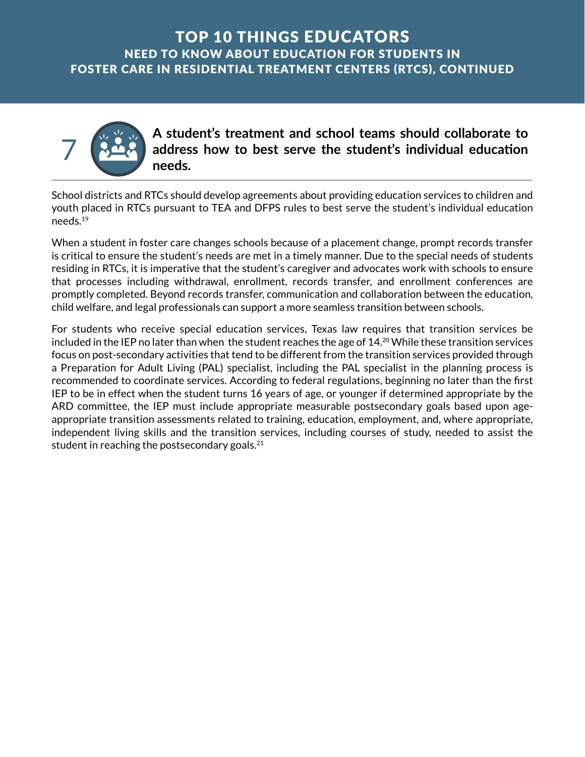# TOP 10 THINGS EDUCATORS NEED TO KNOW ABOUT EDUCATION FOR STUDENTS IN FOSTER CARE IN RESIDENTIAL TREATMENT CENTERS (RTCS), CONTINUED

## 7 A student's treatment and school teams should collaborate to address how to best serve the student's individual education needs.

School districts and RTCs should develop agreements about providing education services to children and youth placed in RTCs pursuant to TEA and DFPS rules to best serve the student's individual education needs.[19]

When a student in foster care changes schools because of a placement change, prompt records transfer is critical to ensure the student's needs are met in a timely manner. Due to the special needs of students residing in RTCs, it is imperative that the student's caregiver and advocates work with schools to ensure that processes including withdrawal, enrollment, records transfer, and enrollment conferences are promptly completed. Beyond records transfer, communication and collaboration between the education, child welfare, and legal professionals can support a more seamless transition between schools.

For students who receive special education services, Texas law requires that transition services be included in the IEP no later than when the student reaches the age of 14.[20] While these transition services focus on post-secondary activities that tend to be different from the transition services provided through a Preparation for Adult Living (PAL) specialist, including the PAL specialist in the planning process is recommended to coordinate services. According to federal regulations, beginning no later than the first IEP to be in effect when the student turns 16 years of age, or younger if determined appropriate by the ARD committee, the IEP must include appropriate measurable postsecondary goals based upon age-appropriate transition assessments related to training, education, employment, and, where appropriate, independent living skills and the transition services, including courses of study, needed to assist the student in reaching the postsecondary goals.[21]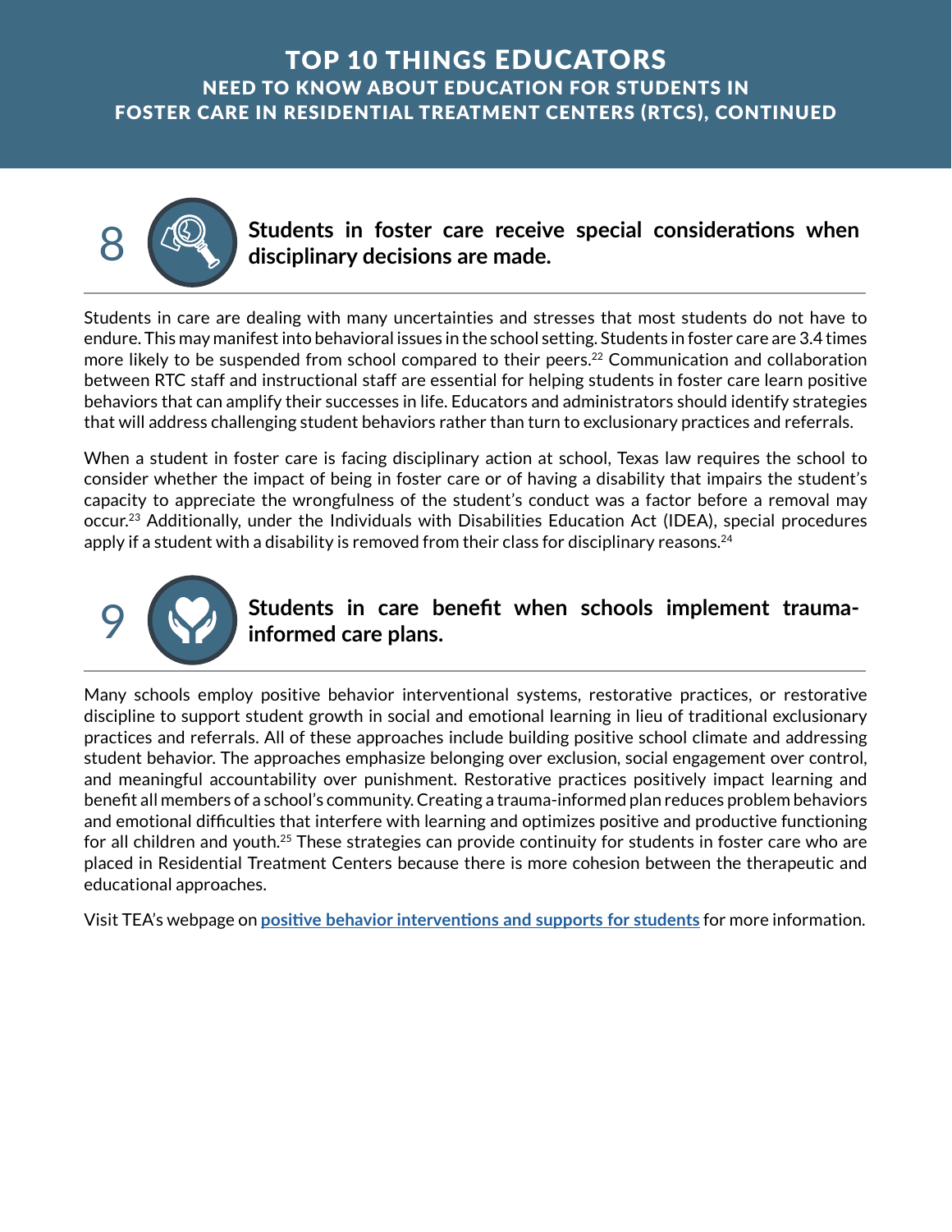# TOP 10 THINGS EDUCATORS NEED TO KNOW ABOUT EDUCATION FOR STUDENTS IN FOSTER CARE IN RESIDENTIAL TREATMENT CENTERS (RTCS), CONTINUED

## 8 Students in foster care receive special considerations when disciplinary decisions are made.

Students in care are dealing with many uncertainties and stresses that most students do not have to endure. This may manifest into behavioral issues in the school setting. Students in foster care are 3.4 times more likely to be suspended from school compared to their peers.[22] Communication and collaboration between RTC staff and instructional staff are essential for helping students in foster care learn positive behaviors that can amplify their successes in life. Educators and administrators should identify strategies that will address challenging student behaviors rather than turn to exclusionary practices and referrals.

When a student in foster care is facing disciplinary action at school, Texas law requires the school to consider whether the impact of being in foster care or of having a disability that impairs the student's capacity to appreciate the wrongfulness of the student's conduct was a factor before a removal may occur.[23] Additionally, under the Individuals with Disabilities Education Act (IDEA), special procedures apply if a student with a disability is removed from their class for disciplinary reasons.[24]

## 9 Students in care benefit when schools implement trauma-informed care plans.

Many schools employ positive behavior interventional systems, restorative practices, or restorative discipline to support student growth in social and emotional learning in lieu of traditional exclusionary practices and referrals. All of these approaches include building positive school climate and addressing student behavior. The approaches emphasize belonging over exclusion, social engagement over control, and meaningful accountability over punishment. Restorative practices positively impact learning and benefit all members of a school's community. Creating a trauma-informed plan reduces problem behaviors and emotional difficulties that interfere with learning and optimizes positive and productive functioning for all children and youth.[25] These strategies can provide continuity for students in foster care who are placed in Residential Treatment Centers because there is more cohesion between the therapeutic and educational approaches.

Visit TEA's webpage on **positive behavior interventions and supports for students** for more information.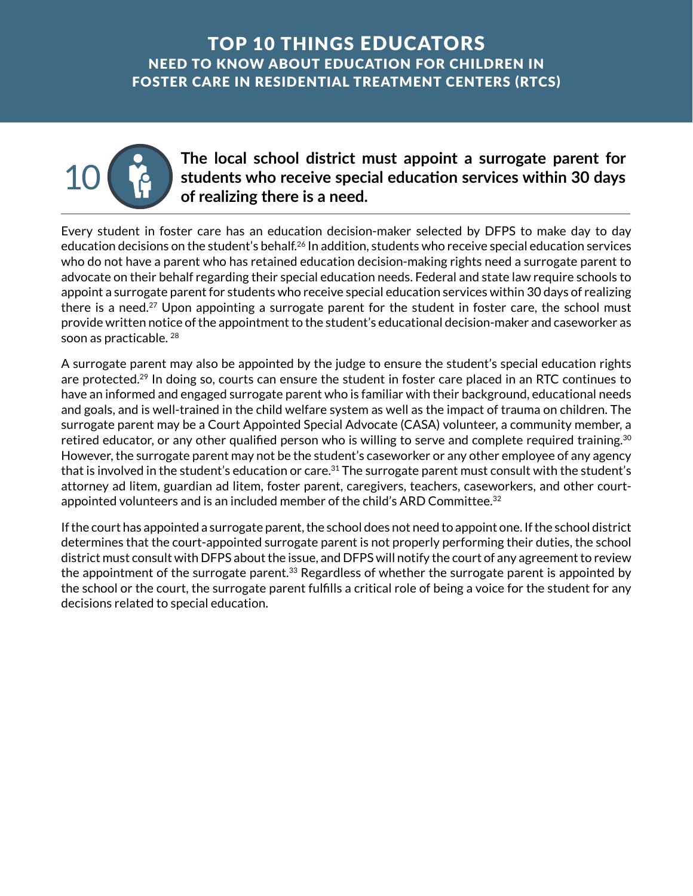# TOP 10 THINGS EDUCATORS NEED TO KNOW ABOUT EDUCATION FOR CHILDREN IN FOSTER CARE IN RESIDENTIAL TREATMENT CENTERS (RTCS)

## 10 The local school district must appoint a surrogate parent for students who receive special education services within 30 days of realizing there is a need.

Every student in foster care has an education decision-maker selected by DFPS to make day to day education decisions on the student's behalf.[26] In addition, students who receive special education services who do not have a parent who has retained education decision-making rights need a surrogate parent to advocate on their behalf regarding their special education needs. Federal and state law require schools to appoint a surrogate parent for students who receive special education services within 30 days of realizing there is a need.[27] Upon appointing a surrogate parent for the student in foster care, the school must provide written notice of the appointment to the student's educational decision-maker and caseworker as soon as practicable. [28]

A surrogate parent may also be appointed by the judge to ensure the student's special education rights are protected.[29] In doing so, courts can ensure the student in foster care placed in an RTC continues to have an informed and engaged surrogate parent who is familiar with their background, educational needs and goals, and is well-trained in the child welfare system as well as the impact of trauma on children. The surrogate parent may be a Court Appointed Special Advocate (CASA) volunteer, a community member, a retired educator, or any other qualified person who is willing to serve and complete required training.[30] However, the surrogate parent may not be the student's caseworker or any other employee of any agency that is involved in the student's education or care.[31] The surrogate parent must consult with the student's attorney ad litem, guardian ad litem, foster parent, caregivers, teachers, caseworkers, and other court-appointed volunteers and is an included member of the child's ARD Committee.[32]

If the court has appointed a surrogate parent, the school does not need to appoint one. If the school district determines that the court-appointed surrogate parent is not properly performing their duties, the school district must consult with DFPS about the issue, and DFPS will notify the court of any agreement to review the appointment of the surrogate parent.[33] Regardless of whether the surrogate parent is appointed by the school or the court, the surrogate parent fulfills a critical role of being a voice for the student for any decisions related to special education.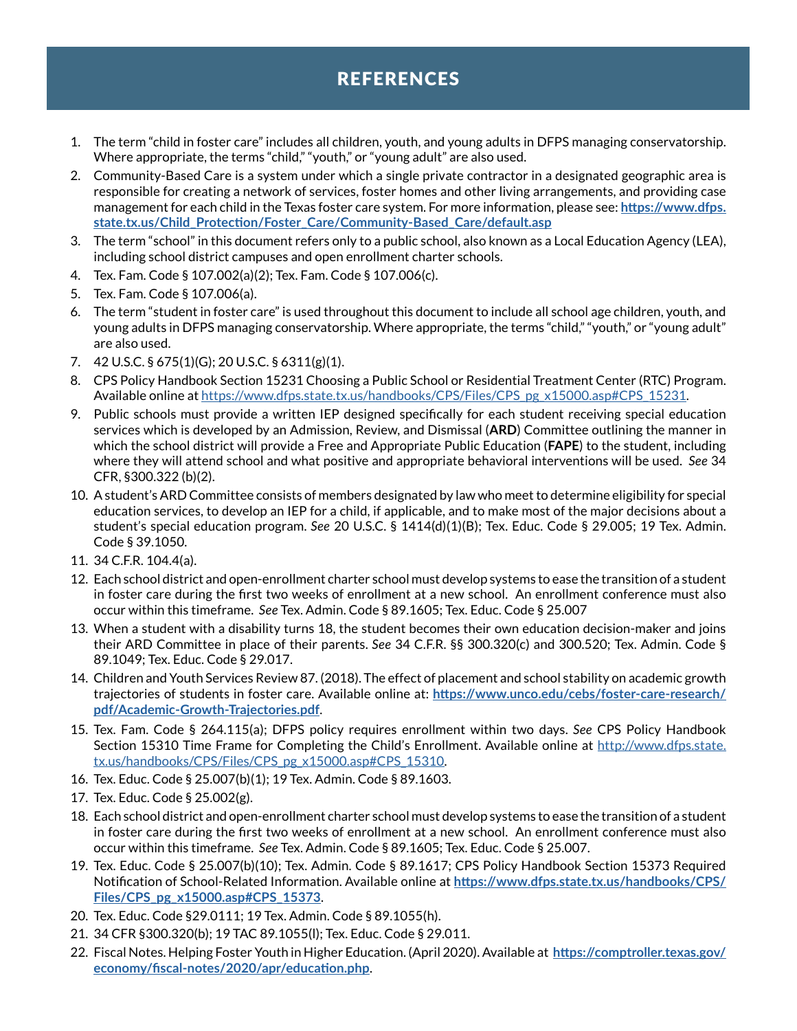# REFERENCES

1. The term "child in foster care" includes all children, youth, and young adults in DFPS managing conservatorship. Where appropriate, the terms "child," "youth," or "young adult" are also used.
2. Community-Based Care is a system under which a single private contractor in a designated geographic area is responsible for creating a network of services, foster homes and other living arrangements, and providing case management for each child in the Texas foster care system. For more information, please see: **https://www.dfps.state.tx.us/Child_Protection/Foster_Care/Community-Based_Care/default.asp**
3. The term "school" in this document refers only to a public school, also known as a Local Education Agency (LEA), including school district campuses and open enrollment charter schools.
4. Tex. Fam. Code § 107.002(a)(2); Tex. Fam. Code § 107.006(c).
5. Tex. Fam. Code § 107.006(a).
6. The term "student in foster care" is used throughout this document to include all school age children, youth, and young adults in DFPS managing conservatorship. Where appropriate, the terms "child," "youth," or "young adult" are also used.
7. 42 U.S.C. § 675(1)(G); 20 U.S.C. § 6311(g)(1).
8. CPS Policy Handbook Section 15231 Choosing a Public School or Residential Treatment Center (RTC) Program. Available online at https://www.dfps.state.tx.us/handbooks/CPS/Files/CPS_pg_x15000.asp#CPS_15231.
9. Public schools must provide a written IEP designed specifically for each student receiving special education services which is developed by an Admission, Review, and Dismissal (**ARD**) Committee outlining the manner in which the school district will provide a Free and Appropriate Public Education (**FAPE**) to the student, including where they will attend school and what positive and appropriate behavioral interventions will be used. *See* 34 CFR, §300.322 (b)(2).
10. A student's ARD Committee consists of members designated by law who meet to determine eligibility for special education services, to develop an IEP for a child, if applicable, and to make most of the major decisions about a student's special education program. *See* 20 U.S.C. § 1414(d)(1)(B); Tex. Educ. Code § 29.005; 19 Tex. Admin. Code § 39.1050.
11. 34 C.F.R. 104.4(a).
12. Each school district and open-enrollment charter school must develop systems to ease the transition of a student in foster care during the first two weeks of enrollment at a new school. An enrollment conference must also occur within this timeframe. *See* Tex. Admin. Code § 89.1605; Tex. Educ. Code § 25.007
13. When a student with a disability turns 18, the student becomes their own education decision-maker and joins their ARD Committee in place of their parents. *See* 34 C.F.R. §§ 300.320(c) and 300.520; Tex. Admin. Code § 89.1049; Tex. Educ. Code § 29.017.
14. Children and Youth Services Review 87. (2018). The effect of placement and school stability on academic growth trajectories of students in foster care. Available online at: **https://www.unco.edu/cebs/foster-care-research/pdf/Academic-Growth-Trajectories.pdf**.
15. Tex. Fam. Code § 264.115(a); DFPS policy requires enrollment within two days. *See* CPS Policy Handbook Section 15310 Time Frame for Completing the Child's Enrollment. Available online at http://www.dfps.state.tx.us/handbooks/CPS/Files/CPS_pg_x15000.asp#CPS_15310.
16. Tex. Educ. Code § 25.007(b)(1); 19 Tex. Admin. Code § 89.1603.
17. Tex. Educ. Code § 25.002(g).
18. Each school district and open-enrollment charter school must develop systems to ease the transition of a student in foster care during the first two weeks of enrollment at a new school. An enrollment conference must also occur within this timeframe. *See* Tex. Admin. Code § 89.1605; Tex. Educ. Code § 25.007.
19. Tex. Educ. Code § 25.007(b)(10); Tex. Admin. Code § 89.1617; CPS Policy Handbook Section 15373 Required Notification of School-Related Information. Available online at **https://www.dfps.state.tx.us/handbooks/CPS/Files/CPS_pg_x15000.asp#CPS_15373**.
20. Tex. Educ. Code §29.0111; 19 Tex. Admin. Code § 89.1055(h).
21. 34 CFR §300.320(b); 19 TAC 89.1055(l); Tex. Educ. Code § 29.011.
22. Fiscal Notes. Helping Foster Youth in Higher Education. (April 2020). Available at **https://comptroller.texas.gov/economy/fiscal-notes/2020/apr/education.php**.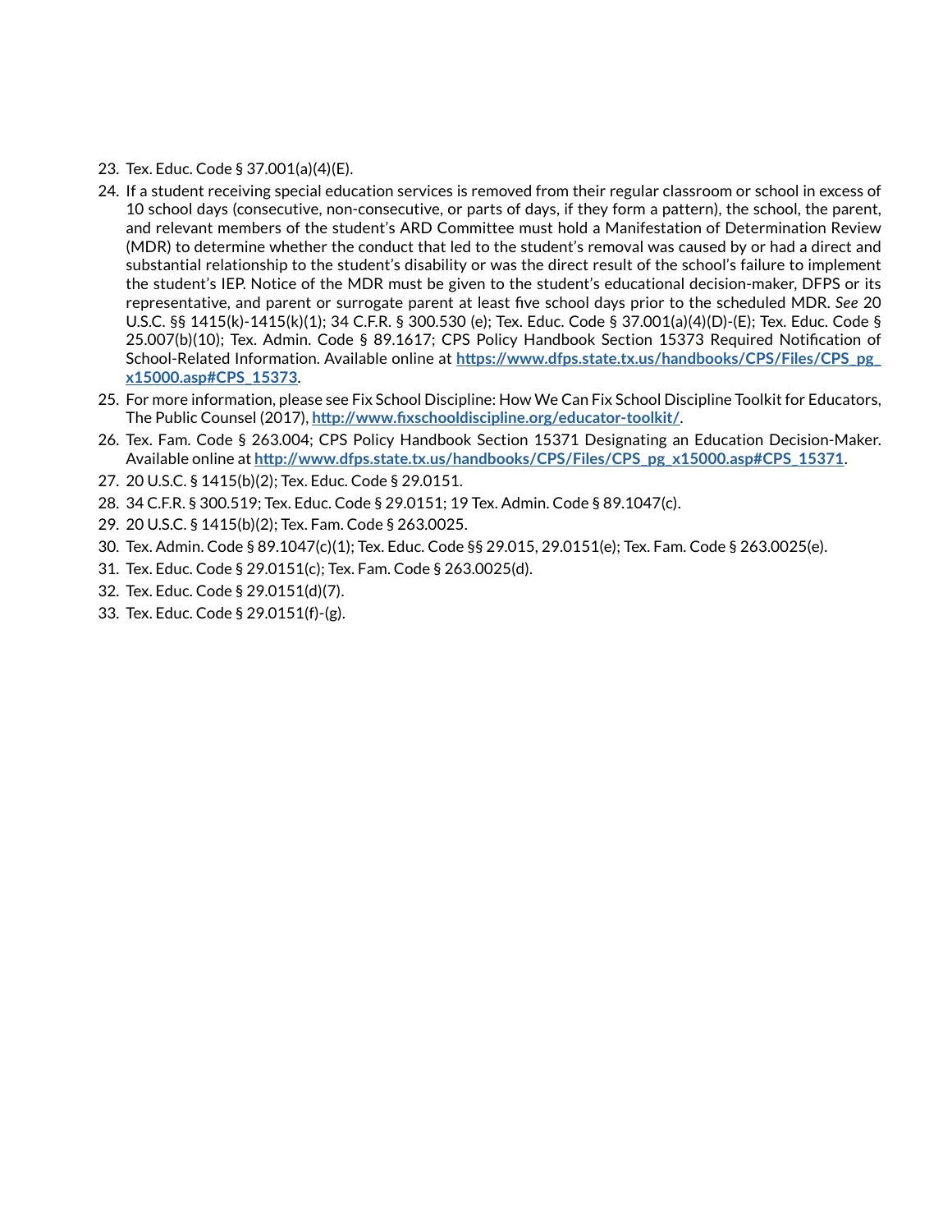23. Tex. Educ. Code § 37.001(a)(4)(E).
24. If a student receiving special education services is removed from their regular classroom or school in excess of 10 school days (consecutive, non-consecutive, or parts of days, if they form a pattern), the school, the parent, and relevant members of the student's ARD Committee must hold a Manifestation of Determination Review (MDR) to determine whether the conduct that led to the student's removal was caused by or had a direct and substantial relationship to the student's disability or was the direct result of the school's failure to implement the student's IEP. Notice of the MDR must be given to the student's educational decision-maker, DFPS or its representative, and parent or surrogate parent at least five school days prior to the scheduled MDR. *See* 20 U.S.C. §§ 1415(k)-1415(k)(1); 34 C.F.R. § 300.530 (e); Tex. Educ. Code § 37.001(a)(4)(D)-(E); Tex. Educ. Code § 25.007(b)(10); Tex. Admin. Code § 89.1617; CPS Policy Handbook Section 15373 Required Notification of School-Related Information. Available online at **https://www.dfps.state.tx.us/handbooks/CPS/Files/CPS_pg_x15000.asp#CPS_15373**.
25. For more information, please see Fix School Discipline: How We Can Fix School Discipline Toolkit for Educators, The Public Counsel (2017), **http://www.fixschooldiscipline.org/educator-toolkit/**.
26. Tex. Fam. Code § 263.004; CPS Policy Handbook Section 15371 Designating an Education Decision-Maker. Available online at **http://www.dfps.state.tx.us/handbooks/CPS/Files/CPS_pg_x15000.asp#CPS_15371**.
27. 20 U.S.C. § 1415(b)(2); Tex. Educ. Code § 29.0151.
28. 34 C.F.R. § 300.519; Tex. Educ. Code § 29.0151; 19 Tex. Admin. Code § 89.1047(c).
29. 20 U.S.C. § 1415(b)(2); Tex. Fam. Code § 263.0025.
30. Tex. Admin. Code § 89.1047(c)(1); Tex. Educ. Code §§ 29.015, 29.0151(e); Tex. Fam. Code § 263.0025(e).
31. Tex. Educ. Code § 29.0151(c); Tex. Fam. Code § 263.0025(d).
32. Tex. Educ. Code § 29.0151(d)(7).
33. Tex. Educ. Code § 29.0151(f)-(g).